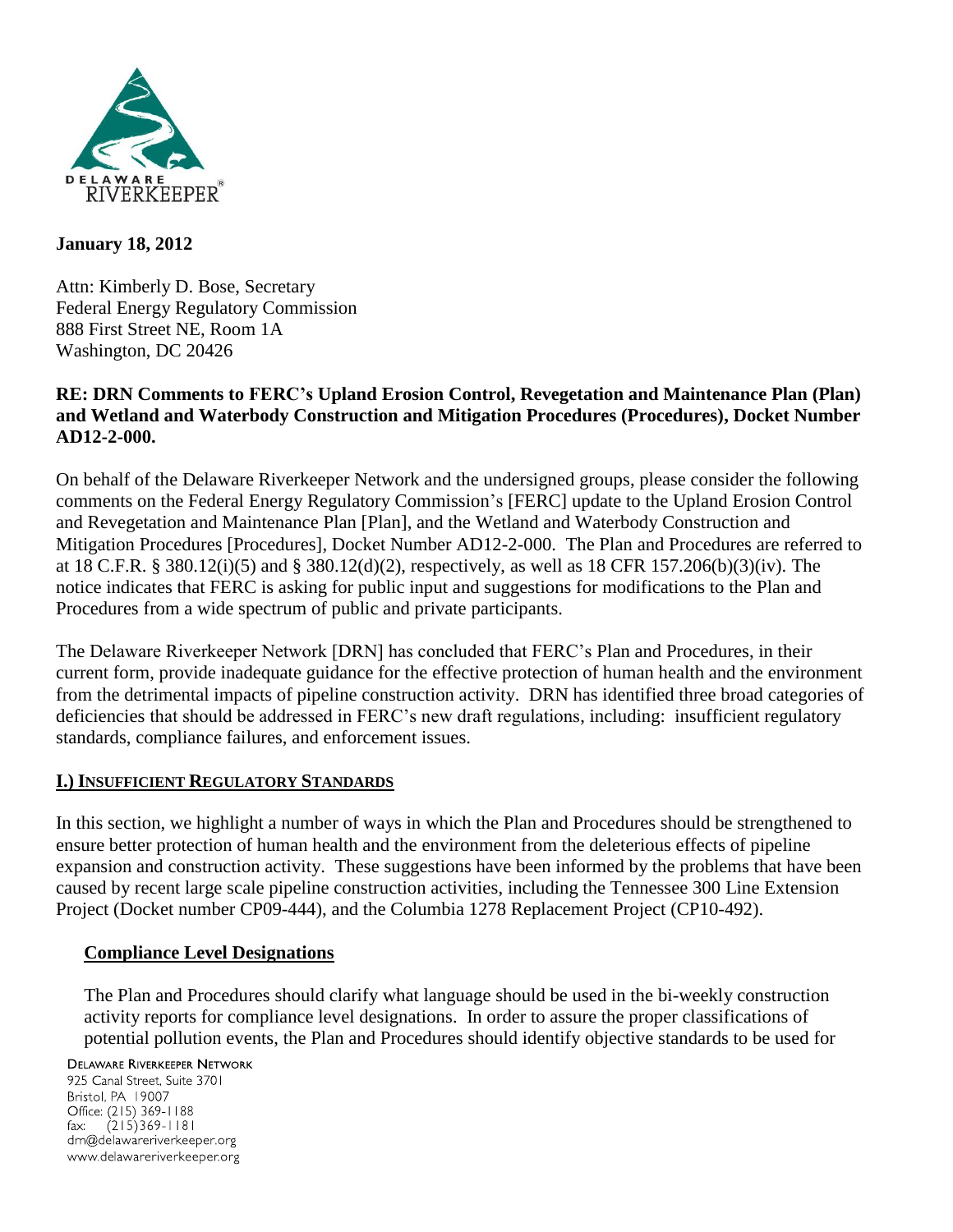DELAWARE RIVERKEEPER®

**January 18, 2012**

Attn: Kimberly D. Bose, Secretary
Federal Energy Regulatory Commission
888 First Street NE, Room 1A
Washington, DC 20426

**RE: DRN Comments to FERC's Upland Erosion Control, Revegetation and Maintenance Plan (Plan) and Wetland and Waterbody Construction and Mitigation Procedures (Procedures), Docket Number AD12-2-000.**

On behalf of the Delaware Riverkeeper Network and the undersigned groups, please consider the following comments on the Federal Energy Regulatory Commission's [FERC] update to the Upland Erosion Control and Revegetation and Maintenance Plan [Plan], and the Wetland and Waterbody Construction and Mitigation Procedures [Procedures], Docket Number AD12-2-000. The Plan and Procedures are referred to at 18 C.F.R. § 380.12(i)(5) and § 380.12(d)(2), respectively, as well as 18 CFR 157.206(b)(3)(iv). The notice indicates that FERC is asking for public input and suggestions for modifications to the Plan and Procedures from a wide spectrum of public and private participants.

The Delaware Riverkeeper Network [DRN] has concluded that FERC's Plan and Procedures, in their current form, provide inadequate guidance for the effective protection of human health and the environment from the detrimental impacts of pipeline construction activity. DRN has identified three broad categories of deficiencies that should be addressed in FERC's new draft regulations, including: insufficient regulatory standards, compliance failures, and enforcement issues.

## I.) INSUFFICIENT REGULATORY STANDARDS

In this section, we highlight a number of ways in which the Plan and Procedures should be strengthened to ensure better protection of human health and the environment from the deleterious effects of pipeline expansion and construction activity. These suggestions have been informed by the problems that have been caused by recent large scale pipeline construction activities, including the Tennessee 300 Line Extension Project (Docket number CP09-444), and the Columbia 1278 Replacement Project (CP10-492).

### Compliance Level Designations

The Plan and Procedures should clarify what language should be used in the bi-weekly construction activity reports for compliance level designations. In order to assure the proper classifications of potential pollution events, the Plan and Procedures should identify objective standards to be used for

DELAWARE RIVERKEEPER NETWORK
925 Canal Street, Suite 3701
Bristol, PA 19007
Office: (215) 369-1188
fax: (215)369-1181
drn@delawareriverkeeper.org
www.delawareriverkeeper.org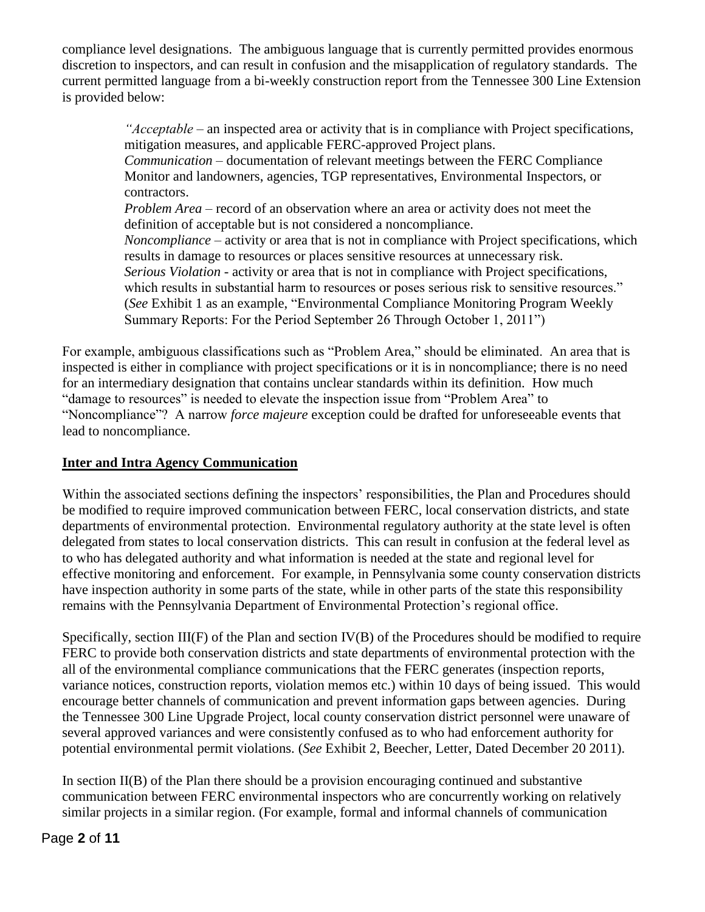compliance level designations. The ambiguous language that is currently permitted provides enormous discretion to inspectors, and can result in confusion and the misapplication of regulatory standards. The current permitted language from a bi-weekly construction report from the Tennessee 300 Line Extension is provided below:

> *"Acceptable* – an inspected area or activity that is in compliance with Project specifications, mitigation measures, and applicable FERC-approved Project plans.
> *Communication* – documentation of relevant meetings between the FERC Compliance Monitor and landowners, agencies, TGP representatives, Environmental Inspectors, or contractors.
> *Problem Area* – record of an observation where an area or activity does not meet the definition of acceptable but is not considered a noncompliance.
> *Noncompliance* – activity or area that is not in compliance with Project specifications, which results in damage to resources or places sensitive resources at unnecessary risk.
> *Serious Violation* - activity or area that is not in compliance with Project specifications, which results in substantial harm to resources or poses serious risk to sensitive resources." (*See* Exhibit 1 as an example, "Environmental Compliance Monitoring Program Weekly Summary Reports: For the Period September 26 Through October 1, 2011")

For example, ambiguous classifications such as "Problem Area," should be eliminated. An area that is inspected is either in compliance with project specifications or it is in noncompliance; there is no need for an intermediary designation that contains unclear standards within its definition. How much "damage to resources" is needed to elevate the inspection issue from "Problem Area" to "Noncompliance"? A narrow *force majeure* exception could be drafted for unforeseeable events that lead to noncompliance.

## Inter and Intra Agency Communication

Within the associated sections defining the inspectors' responsibilities, the Plan and Procedures should be modified to require improved communication between FERC, local conservation districts, and state departments of environmental protection. Environmental regulatory authority at the state level is often delegated from states to local conservation districts. This can result in confusion at the federal level as to who has delegated authority and what information is needed at the state and regional level for effective monitoring and enforcement. For example, in Pennsylvania some county conservation districts have inspection authority in some parts of the state, while in other parts of the state this responsibility remains with the Pennsylvania Department of Environmental Protection's regional office.

Specifically, section III(F) of the Plan and section IV(B) of the Procedures should be modified to require FERC to provide both conservation districts and state departments of environmental protection with the all of the environmental compliance communications that the FERC generates (inspection reports, variance notices, construction reports, violation memos etc.) within 10 days of being issued. This would encourage better channels of communication and prevent information gaps between agencies. During the Tennessee 300 Line Upgrade Project, local county conservation district personnel were unaware of several approved variances and were consistently confused as to who had enforcement authority for potential environmental permit violations. (*See* Exhibit 2, Beecher, Letter, Dated December 20 2011).

In section II(B) of the Plan there should be a provision encouraging continued and substantive communication between FERC environmental inspectors who are concurrently working on relatively similar projects in a similar region. (For example, formal and informal channels of communication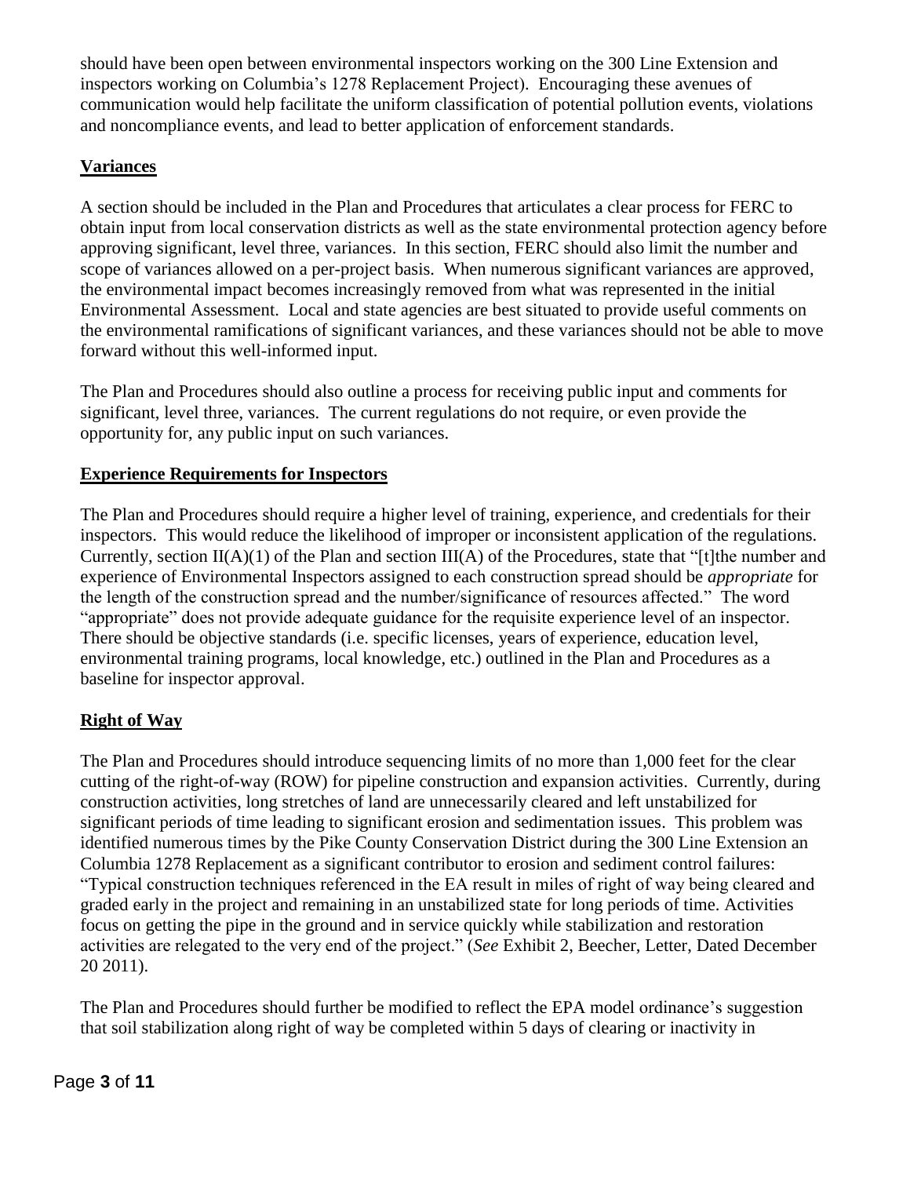should have been open between environmental inspectors working on the 300 Line Extension and inspectors working on Columbia's 1278 Replacement Project). Encouraging these avenues of communication would help facilitate the uniform classification of potential pollution events, violations and noncompliance events, and lead to better application of enforcement standards.

**Variances**

A section should be included in the Plan and Procedures that articulates a clear process for FERC to obtain input from local conservation districts as well as the state environmental protection agency before approving significant, level three, variances. In this section, FERC should also limit the number and scope of variances allowed on a per-project basis. When numerous significant variances are approved, the environmental impact becomes increasingly removed from what was represented in the initial Environmental Assessment. Local and state agencies are best situated to provide useful comments on the environmental ramifications of significant variances, and these variances should not be able to move forward without this well-informed input.

The Plan and Procedures should also outline a process for receiving public input and comments for significant, level three, variances. The current regulations do not require, or even provide the opportunity for, any public input on such variances.

**Experience Requirements for Inspectors**

The Plan and Procedures should require a higher level of training, experience, and credentials for their inspectors. This would reduce the likelihood of improper or inconsistent application of the regulations. Currently, section II(A)(1) of the Plan and section III(A) of the Procedures, state that "[t]the number and experience of Environmental Inspectors assigned to each construction spread should be *appropriate* for the length of the construction spread and the number/significance of resources affected." The word "appropriate" does not provide adequate guidance for the requisite experience level of an inspector. There should be objective standards (i.e. specific licenses, years of experience, education level, environmental training programs, local knowledge, etc.) outlined in the Plan and Procedures as a baseline for inspector approval.

**Right of Way**

The Plan and Procedures should introduce sequencing limits of no more than 1,000 feet for the clear cutting of the right-of-way (ROW) for pipeline construction and expansion activities. Currently, during construction activities, long stretches of land are unnecessarily cleared and left unstabilized for significant periods of time leading to significant erosion and sedimentation issues. This problem was identified numerous times by the Pike County Conservation District during the 300 Line Extension an Columbia 1278 Replacement as a significant contributor to erosion and sediment control failures: "Typical construction techniques referenced in the EA result in miles of right of way being cleared and graded early in the project and remaining in an unstabilized state for long periods of time. Activities focus on getting the pipe in the ground and in service quickly while stabilization and restoration activities are relegated to the very end of the project." (*See* Exhibit 2, Beecher, Letter, Dated December 20 2011).

The Plan and Procedures should further be modified to reflect the EPA model ordinance's suggestion that soil stabilization along right of way be completed within 5 days of clearing or inactivity in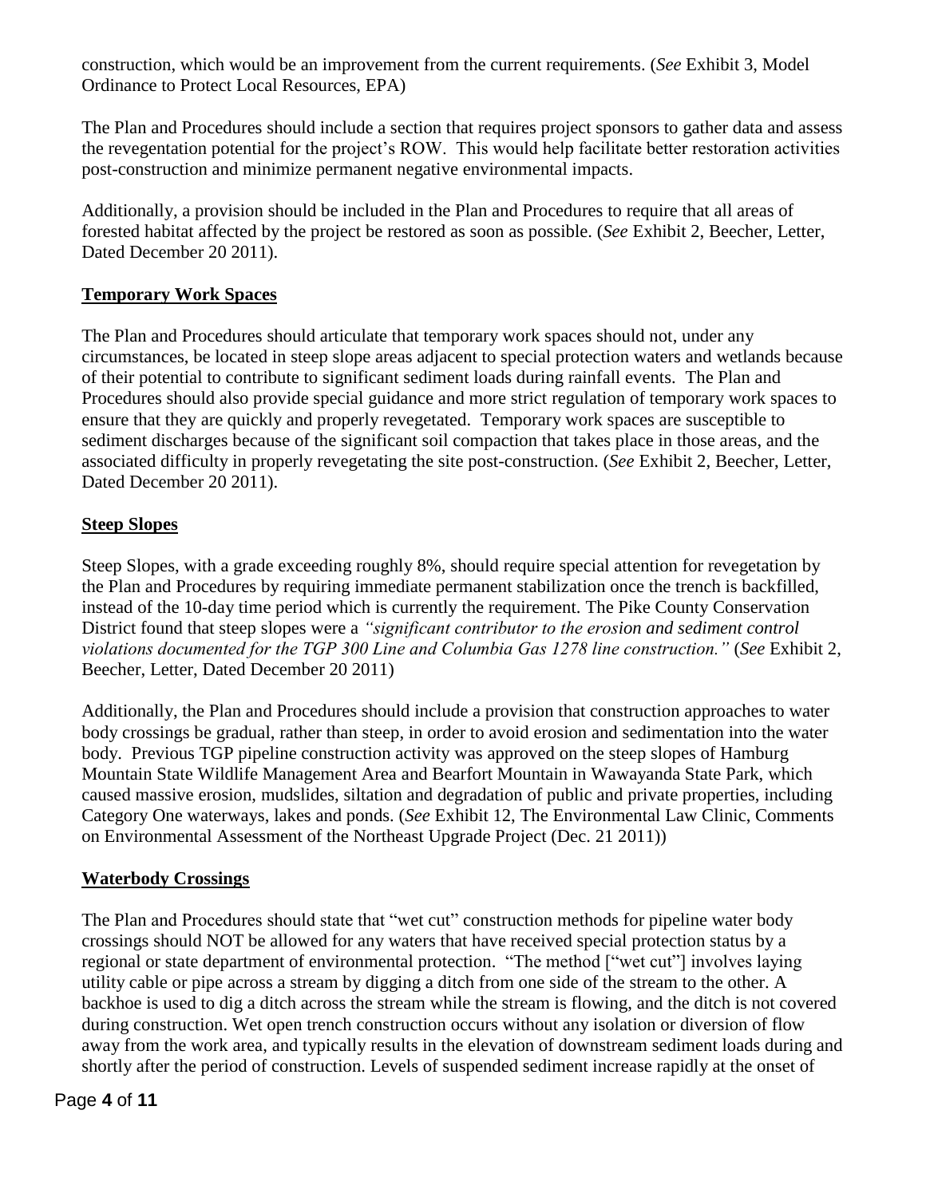construction, which would be an improvement from the current requirements. (*See* Exhibit 3, Model Ordinance to Protect Local Resources, EPA)

The Plan and Procedures should include a section that requires project sponsors to gather data and assess the revegentation potential for the project's ROW. This would help facilitate better restoration activities post-construction and minimize permanent negative environmental impacts.

Additionally, a provision should be included in the Plan and Procedures to require that all areas of forested habitat affected by the project be restored as soon as possible. (*See* Exhibit 2, Beecher, Letter, Dated December 20 2011).

## **Temporary Work Spaces**

The Plan and Procedures should articulate that temporary work spaces should not, under any circumstances, be located in steep slope areas adjacent to special protection waters and wetlands because of their potential to contribute to significant sediment loads during rainfall events. The Plan and Procedures should also provide special guidance and more strict regulation of temporary work spaces to ensure that they are quickly and properly revegetated. Temporary work spaces are susceptible to sediment discharges because of the significant soil compaction that takes place in those areas, and the associated difficulty in properly revegetating the site post-construction. (*See* Exhibit 2, Beecher, Letter, Dated December 20 2011).

## **Steep Slopes**

Steep Slopes, with a grade exceeding roughly 8%, should require special attention for revegetation by the Plan and Procedures by requiring immediate permanent stabilization once the trench is backfilled, instead of the 10-day time period which is currently the requirement. The Pike County Conservation District found that steep slopes were a *"significant contributor to the erosion and sediment control violations documented for the TGP 300 Line and Columbia Gas 1278 line construction."* (*See* Exhibit 2, Beecher, Letter, Dated December 20 2011)

Additionally, the Plan and Procedures should include a provision that construction approaches to water body crossings be gradual, rather than steep, in order to avoid erosion and sedimentation into the water body. Previous TGP pipeline construction activity was approved on the steep slopes of Hamburg Mountain State Wildlife Management Area and Bearfort Mountain in Wawayanda State Park, which caused massive erosion, mudslides, siltation and degradation of public and private properties, including Category One waterways, lakes and ponds. (*See* Exhibit 12, The Environmental Law Clinic, Comments on Environmental Assessment of the Northeast Upgrade Project (Dec. 21 2011))

## **Waterbody Crossings**

The Plan and Procedures should state that "wet cut" construction methods for pipeline water body crossings should NOT be allowed for any waters that have received special protection status by a regional or state department of environmental protection. "The method ["wet cut"] involves laying utility cable or pipe across a stream by digging a ditch from one side of the stream to the other. A backhoe is used to dig a ditch across the stream while the stream is flowing, and the ditch is not covered during construction. Wet open trench construction occurs without any isolation or diversion of flow away from the work area, and typically results in the elevation of downstream sediment loads during and shortly after the period of construction. Levels of suspended sediment increase rapidly at the onset of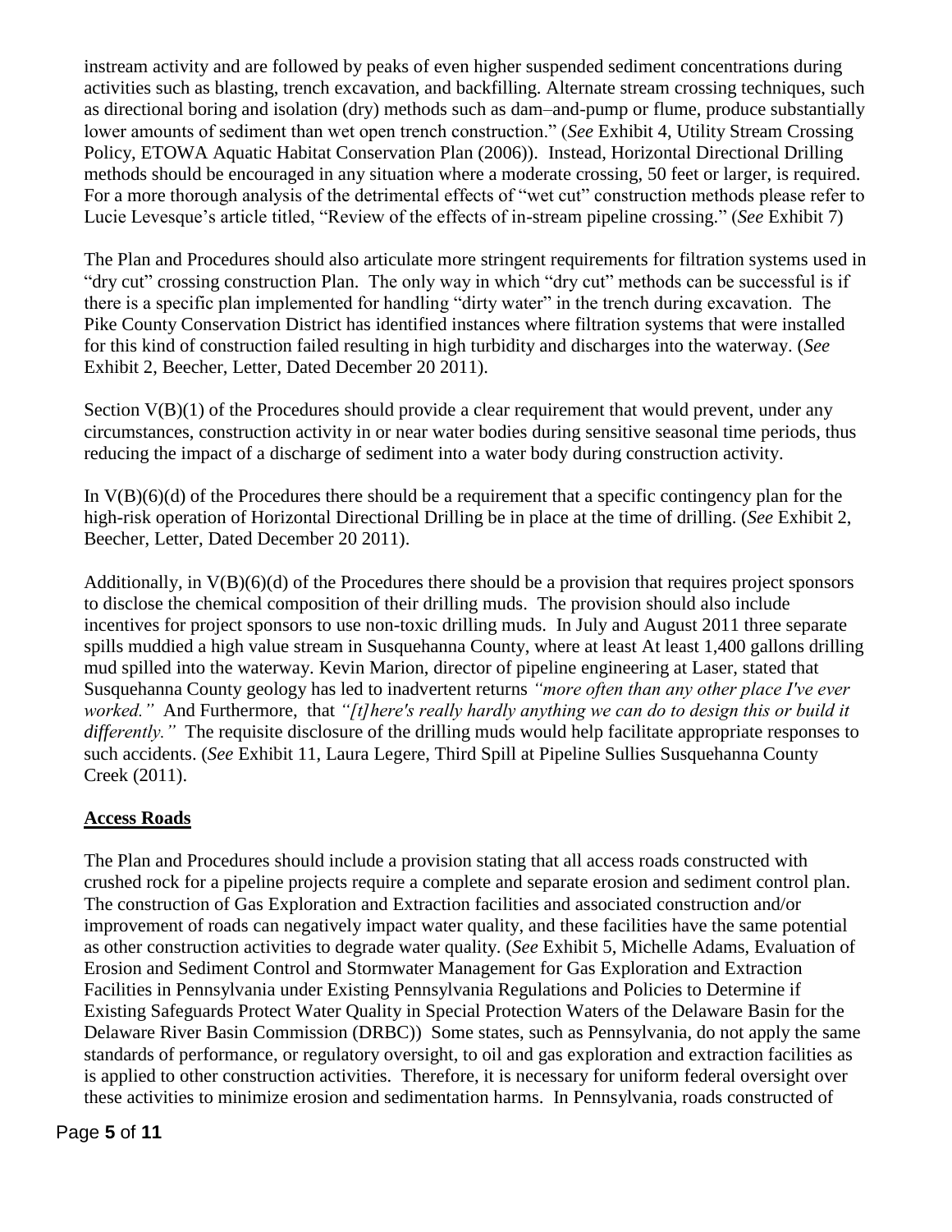instream activity and are followed by peaks of even higher suspended sediment concentrations during activities such as blasting, trench excavation, and backfilling. Alternate stream crossing techniques, such as directional boring and isolation (dry) methods such as dam–and-pump or flume, produce substantially lower amounts of sediment than wet open trench construction." (*See* Exhibit 4, Utility Stream Crossing Policy, ETOWA Aquatic Habitat Conservation Plan (2006)). Instead, Horizontal Directional Drilling methods should be encouraged in any situation where a moderate crossing, 50 feet or larger, is required. For a more thorough analysis of the detrimental effects of "wet cut" construction methods please refer to Lucie Levesque's article titled, "Review of the effects of in-stream pipeline crossing." (*See* Exhibit 7)

The Plan and Procedures should also articulate more stringent requirements for filtration systems used in "dry cut" crossing construction Plan. The only way in which "dry cut" methods can be successful is if there is a specific plan implemented for handling "dirty water" in the trench during excavation. The Pike County Conservation District has identified instances where filtration systems that were installed for this kind of construction failed resulting in high turbidity and discharges into the waterway. (*See* Exhibit 2, Beecher, Letter, Dated December 20 2011).

Section V(B)(1) of the Procedures should provide a clear requirement that would prevent, under any circumstances, construction activity in or near water bodies during sensitive seasonal time periods, thus reducing the impact of a discharge of sediment into a water body during construction activity.

In V(B)(6)(d) of the Procedures there should be a requirement that a specific contingency plan for the high-risk operation of Horizontal Directional Drilling be in place at the time of drilling. (*See* Exhibit 2, Beecher, Letter, Dated December 20 2011).

Additionally, in V(B)(6)(d) of the Procedures there should be a provision that requires project sponsors to disclose the chemical composition of their drilling muds. The provision should also include incentives for project sponsors to use non-toxic drilling muds. In July and August 2011 three separate spills muddied a high value stream in Susquehanna County, where at least At least 1,400 gallons drilling mud spilled into the waterway. Kevin Marion, director of pipeline engineering at Laser, stated that Susquehanna County geology has led to inadvertent returns *"more often than any other place I've ever worked."* And Furthermore, that *"[t]here's really hardly anything we can do to design this or build it differently."* The requisite disclosure of the drilling muds would help facilitate appropriate responses to such accidents. (*See* Exhibit 11, Laura Legere, Third Spill at Pipeline Sullies Susquehanna County Creek (2011).

**Access Roads**

The Plan and Procedures should include a provision stating that all access roads constructed with crushed rock for a pipeline projects require a complete and separate erosion and sediment control plan. The construction of Gas Exploration and Extraction facilities and associated construction and/or improvement of roads can negatively impact water quality, and these facilities have the same potential as other construction activities to degrade water quality. (*See* Exhibit 5, Michelle Adams, Evaluation of Erosion and Sediment Control and Stormwater Management for Gas Exploration and Extraction Facilities in Pennsylvania under Existing Pennsylvania Regulations and Policies to Determine if Existing Safeguards Protect Water Quality in Special Protection Waters of the Delaware Basin for the Delaware River Basin Commission (DRBC)) Some states, such as Pennsylvania, do not apply the same standards of performance, or regulatory oversight, to oil and gas exploration and extraction facilities as is applied to other construction activities. Therefore, it is necessary for uniform federal oversight over these activities to minimize erosion and sedimentation harms. In Pennsylvania, roads constructed of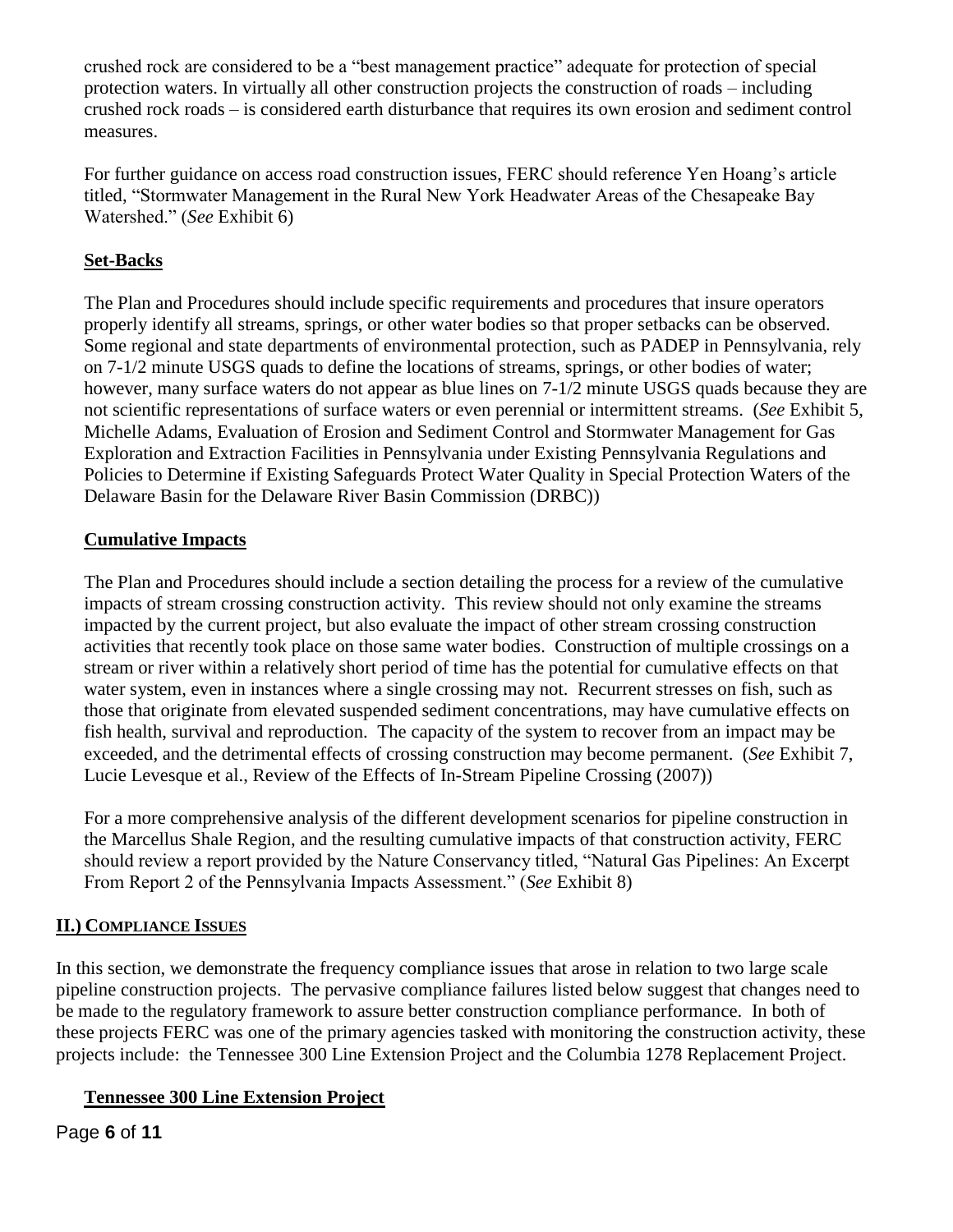crushed rock are considered to be a "best management practice" adequate for protection of special protection waters. In virtually all other construction projects the construction of roads – including crushed rock roads – is considered earth disturbance that requires its own erosion and sediment control measures.

For further guidance on access road construction issues, FERC should reference Yen Hoang's article titled, "Stormwater Management in the Rural New York Headwater Areas of the Chesapeake Bay Watershed." (*See* Exhibit 6)

**Set-Backs**

The Plan and Procedures should include specific requirements and procedures that insure operators properly identify all streams, springs, or other water bodies so that proper setbacks can be observed. Some regional and state departments of environmental protection, such as PADEP in Pennsylvania, rely on 7-1/2 minute USGS quads to define the locations of streams, springs, or other bodies of water; however, many surface waters do not appear as blue lines on 7-1/2 minute USGS quads because they are not scientific representations of surface waters or even perennial or intermittent streams. (*See* Exhibit 5, Michelle Adams, Evaluation of Erosion and Sediment Control and Stormwater Management for Gas Exploration and Extraction Facilities in Pennsylvania under Existing Pennsylvania Regulations and Policies to Determine if Existing Safeguards Protect Water Quality in Special Protection Waters of the Delaware Basin for the Delaware River Basin Commission (DRBC))

**Cumulative Impacts**

The Plan and Procedures should include a section detailing the process for a review of the cumulative impacts of stream crossing construction activity. This review should not only examine the streams impacted by the current project, but also evaluate the impact of other stream crossing construction activities that recently took place on those same water bodies. Construction of multiple crossings on a stream or river within a relatively short period of time has the potential for cumulative effects on that water system, even in instances where a single crossing may not. Recurrent stresses on fish, such as those that originate from elevated suspended sediment concentrations, may have cumulative effects on fish health, survival and reproduction. The capacity of the system to recover from an impact may be exceeded, and the detrimental effects of crossing construction may become permanent. (*See* Exhibit 7, Lucie Levesque et al., Review of the Effects of In-Stream Pipeline Crossing (2007))

For a more comprehensive analysis of the different development scenarios for pipeline construction in the Marcellus Shale Region, and the resulting cumulative impacts of that construction activity, FERC should review a report provided by the Nature Conservancy titled, "Natural Gas Pipelines: An Excerpt From Report 2 of the Pennsylvania Impacts Assessment." (*See* Exhibit 8)

## II.) COMPLIANCE ISSUES

In this section, we demonstrate the frequency compliance issues that arose in relation to two large scale pipeline construction projects. The pervasive compliance failures listed below suggest that changes need to be made to the regulatory framework to assure better construction compliance performance. In both of these projects FERC was one of the primary agencies tasked with monitoring the construction activity, these projects include: the Tennessee 300 Line Extension Project and the Columbia 1278 Replacement Project.

**Tennessee 300 Line Extension Project**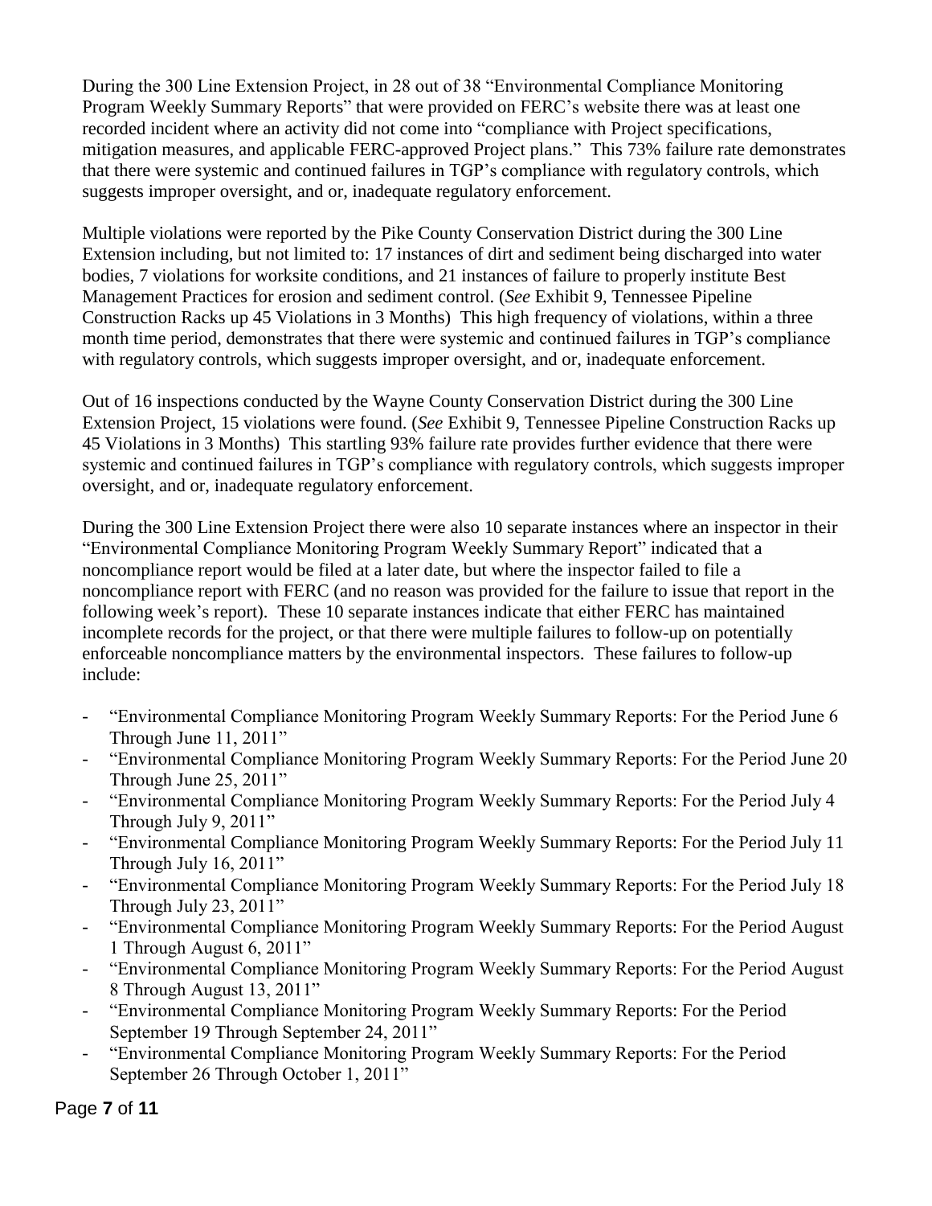During the 300 Line Extension Project, in 28 out of 38 "Environmental Compliance Monitoring Program Weekly Summary Reports" that were provided on FERC's website there was at least one recorded incident where an activity did not come into "compliance with Project specifications, mitigation measures, and applicable FERC-approved Project plans." This 73% failure rate demonstrates that there were systemic and continued failures in TGP's compliance with regulatory controls, which suggests improper oversight, and or, inadequate regulatory enforcement.

Multiple violations were reported by the Pike County Conservation District during the 300 Line Extension including, but not limited to: 17 instances of dirt and sediment being discharged into water bodies, 7 violations for worksite conditions, and 21 instances of failure to properly institute Best Management Practices for erosion and sediment control. (*See* Exhibit 9, Tennessee Pipeline Construction Racks up 45 Violations in 3 Months) This high frequency of violations, within a three month time period, demonstrates that there were systemic and continued failures in TGP's compliance with regulatory controls, which suggests improper oversight, and or, inadequate enforcement.

Out of 16 inspections conducted by the Wayne County Conservation District during the 300 Line Extension Project, 15 violations were found. (*See* Exhibit 9, Tennessee Pipeline Construction Racks up 45 Violations in 3 Months) This startling 93% failure rate provides further evidence that there were systemic and continued failures in TGP's compliance with regulatory controls, which suggests improper oversight, and or, inadequate regulatory enforcement.

During the 300 Line Extension Project there were also 10 separate instances where an inspector in their "Environmental Compliance Monitoring Program Weekly Summary Report" indicated that a noncompliance report would be filed at a later date, but where the inspector failed to file a noncompliance report with FERC (and no reason was provided for the failure to issue that report in the following week's report). These 10 separate instances indicate that either FERC has maintained incomplete records for the project, or that there were multiple failures to follow-up on potentially enforceable noncompliance matters by the environmental inspectors. These failures to follow-up include:

- "Environmental Compliance Monitoring Program Weekly Summary Reports: For the Period June 6 Through June 11, 2011"
- "Environmental Compliance Monitoring Program Weekly Summary Reports: For the Period June 20 Through June 25, 2011"
- "Environmental Compliance Monitoring Program Weekly Summary Reports: For the Period July 4 Through July 9, 2011"
- "Environmental Compliance Monitoring Program Weekly Summary Reports: For the Period July 11 Through July 16, 2011"
- "Environmental Compliance Monitoring Program Weekly Summary Reports: For the Period July 18 Through July 23, 2011"
- "Environmental Compliance Monitoring Program Weekly Summary Reports: For the Period August 1 Through August 6, 2011"
- "Environmental Compliance Monitoring Program Weekly Summary Reports: For the Period August 8 Through August 13, 2011"
- "Environmental Compliance Monitoring Program Weekly Summary Reports: For the Period September 19 Through September 24, 2011"
- "Environmental Compliance Monitoring Program Weekly Summary Reports: For the Period September 26 Through October 1, 2011"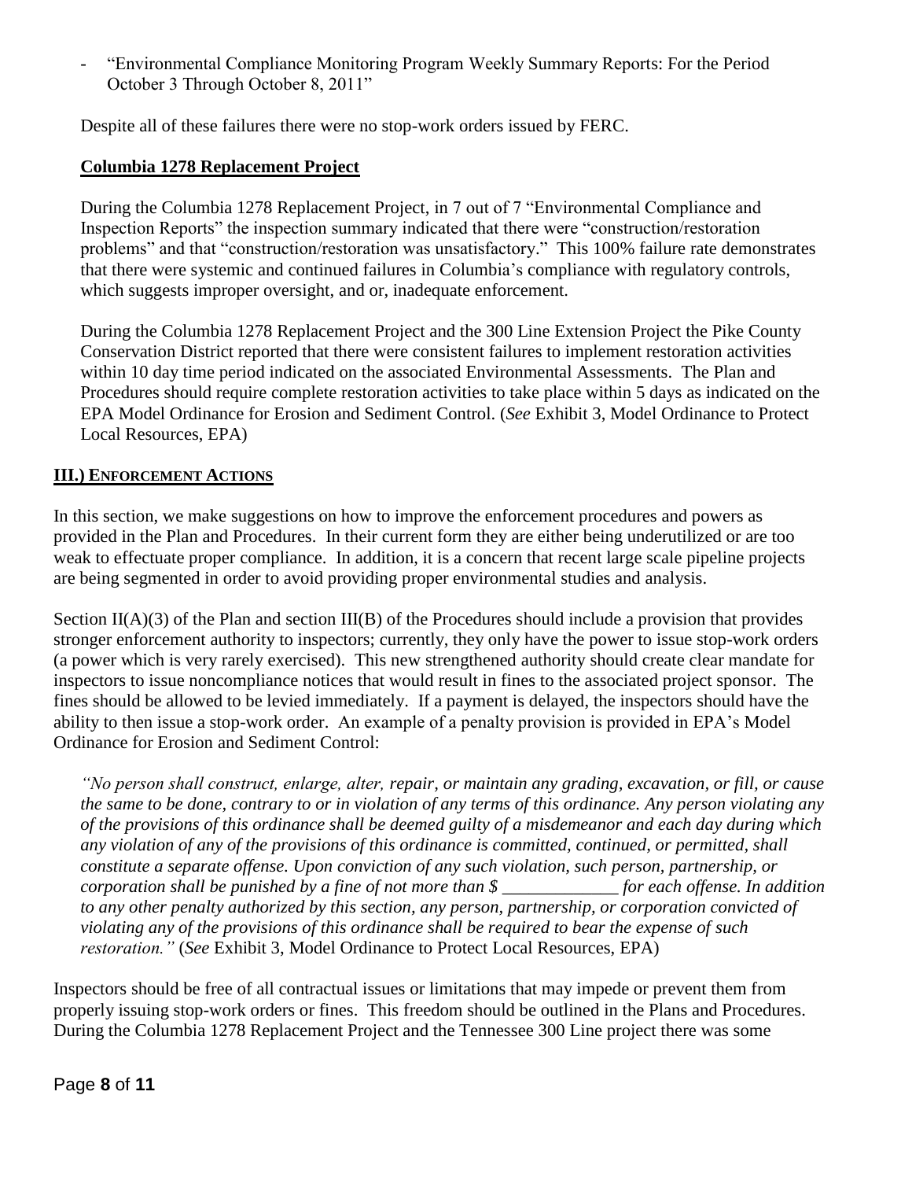- "Environmental Compliance Monitoring Program Weekly Summary Reports: For the Period October 3 Through October 8, 2011"

Despite all of these failures there were no stop-work orders issued by FERC.

**Columbia 1278 Replacement Project**

During the Columbia 1278 Replacement Project, in 7 out of 7 "Environmental Compliance and Inspection Reports" the inspection summary indicated that there were "construction/restoration problems" and that "construction/restoration was unsatisfactory." This 100% failure rate demonstrates that there were systemic and continued failures in Columbia's compliance with regulatory controls, which suggests improper oversight, and or, inadequate enforcement.

During the Columbia 1278 Replacement Project and the 300 Line Extension Project the Pike County Conservation District reported that there were consistent failures to implement restoration activities within 10 day time period indicated on the associated Environmental Assessments. The Plan and Procedures should require complete restoration activities to take place within 5 days as indicated on the EPA Model Ordinance for Erosion and Sediment Control. (*See* Exhibit 3, Model Ordinance to Protect Local Resources, EPA)

## III.) ENFORCEMENT ACTIONS

In this section, we make suggestions on how to improve the enforcement procedures and powers as provided in the Plan and Procedures. In their current form they are either being underutilized or are too weak to effectuate proper compliance. In addition, it is a concern that recent large scale pipeline projects are being segmented in order to avoid providing proper environmental studies and analysis.

Section II(A)(3) of the Plan and section III(B) of the Procedures should include a provision that provides stronger enforcement authority to inspectors; currently, they only have the power to issue stop-work orders (a power which is very rarely exercised). This new strengthened authority should create clear mandate for inspectors to issue noncompliance notices that would result in fines to the associated project sponsor. The fines should be allowed to be levied immediately. If a payment is delayed, the inspectors should have the ability to then issue a stop-work order. An example of a penalty provision is provided in EPA's Model Ordinance for Erosion and Sediment Control:

> *"No person shall construct, enlarge, alter, repair, or maintain any grading, excavation, or fill, or cause the same to be done, contrary to or in violation of any terms of this ordinance. Any person violating any of the provisions of this ordinance shall be deemed guilty of a misdemeanor and each day during which any violation of any of the provisions of this ordinance is committed, continued, or permitted, shall constitute a separate offense. Upon conviction of any such violation, such person, partnership, or corporation shall be punished by a fine of not more than $ _____________ for each offense. In addition to any other penalty authorized by this section, any person, partnership, or corporation convicted of violating any of the provisions of this ordinance shall be required to bear the expense of such restoration."* (*See* Exhibit 3, Model Ordinance to Protect Local Resources, EPA)

Inspectors should be free of all contractual issues or limitations that may impede or prevent them from properly issuing stop-work orders or fines. This freedom should be outlined in the Plans and Procedures. During the Columbia 1278 Replacement Project and the Tennessee 300 Line project there was some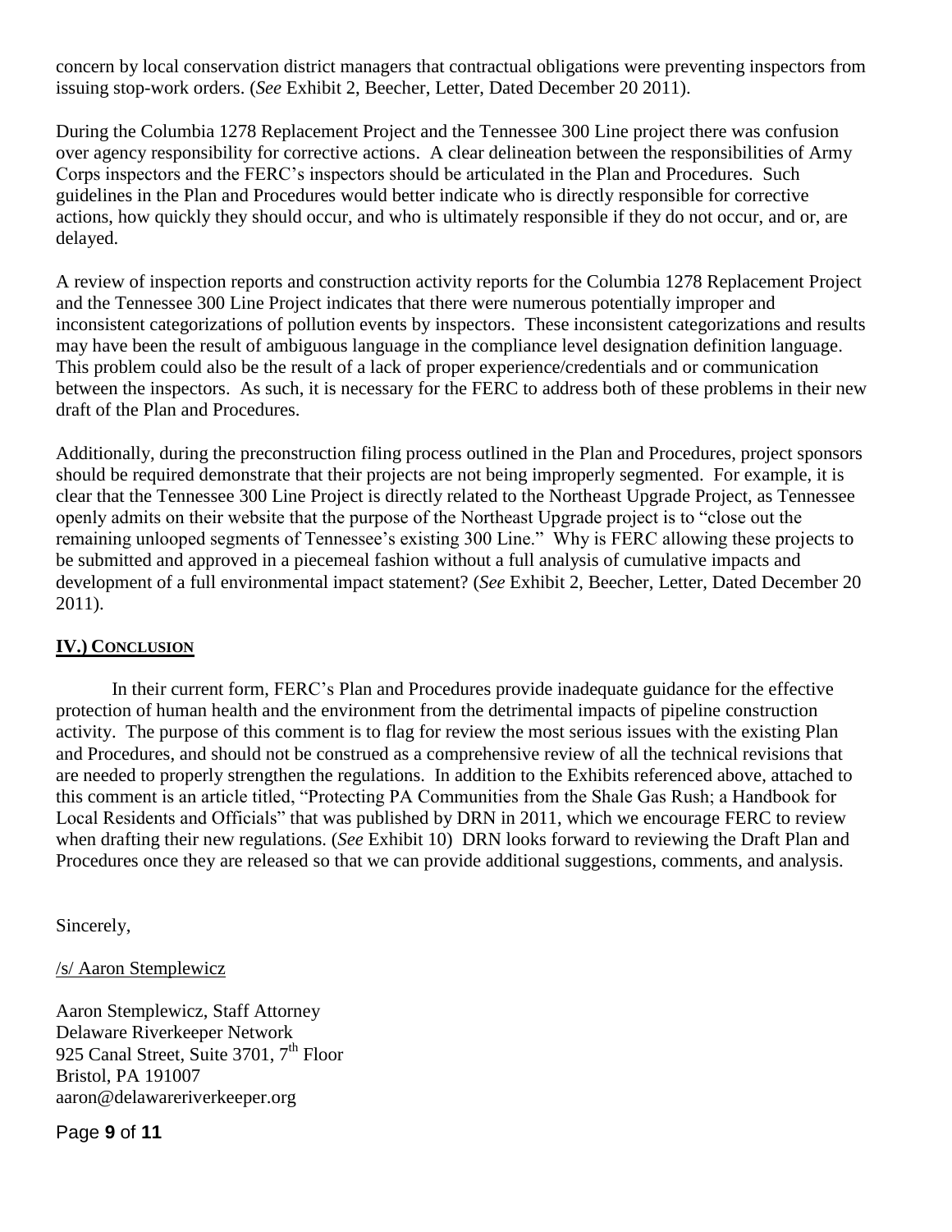concern by local conservation district managers that contractual obligations were preventing inspectors from issuing stop-work orders. (*See* Exhibit 2, Beecher, Letter, Dated December 20 2011).

During the Columbia 1278 Replacement Project and the Tennessee 300 Line project there was confusion over agency responsibility for corrective actions. A clear delineation between the responsibilities of Army Corps inspectors and the FERC's inspectors should be articulated in the Plan and Procedures. Such guidelines in the Plan and Procedures would better indicate who is directly responsible for corrective actions, how quickly they should occur, and who is ultimately responsible if they do not occur, and or, are delayed.

A review of inspection reports and construction activity reports for the Columbia 1278 Replacement Project and the Tennessee 300 Line Project indicates that there were numerous potentially improper and inconsistent categorizations of pollution events by inspectors. These inconsistent categorizations and results may have been the result of ambiguous language in the compliance level designation definition language. This problem could also be the result of a lack of proper experience/credentials and or communication between the inspectors. As such, it is necessary for the FERC to address both of these problems in their new draft of the Plan and Procedures.

Additionally, during the preconstruction filing process outlined in the Plan and Procedures, project sponsors should be required demonstrate that their projects are not being improperly segmented. For example, it is clear that the Tennessee 300 Line Project is directly related to the Northeast Upgrade Project, as Tennessee openly admits on their website that the purpose of the Northeast Upgrade project is to "close out the remaining unlooped segments of Tennessee's existing 300 Line." Why is FERC allowing these projects to be submitted and approved in a piecemeal fashion without a full analysis of cumulative impacts and development of a full environmental impact statement? (*See* Exhibit 2, Beecher, Letter, Dated December 20 2011).

## IV.) CONCLUSION

In their current form, FERC's Plan and Procedures provide inadequate guidance for the effective protection of human health and the environment from the detrimental impacts of pipeline construction activity. The purpose of this comment is to flag for review the most serious issues with the existing Plan and Procedures, and should not be construed as a comprehensive review of all the technical revisions that are needed to properly strengthen the regulations. In addition to the Exhibits referenced above, attached to this comment is an article titled, "Protecting PA Communities from the Shale Gas Rush; a Handbook for Local Residents and Officials" that was published by DRN in 2011, which we encourage FERC to review when drafting their new regulations. (*See* Exhibit 10) DRN looks forward to reviewing the Draft Plan and Procedures once they are released so that we can provide additional suggestions, comments, and analysis.

Sincerely,

/s/ Aaron Stemplewicz

Aaron Stemplewicz, Staff Attorney
Delaware Riverkeeper Network
925 Canal Street, Suite 3701, 7th Floor
Bristol, PA 191007
aaron@delawareriverkeeper.org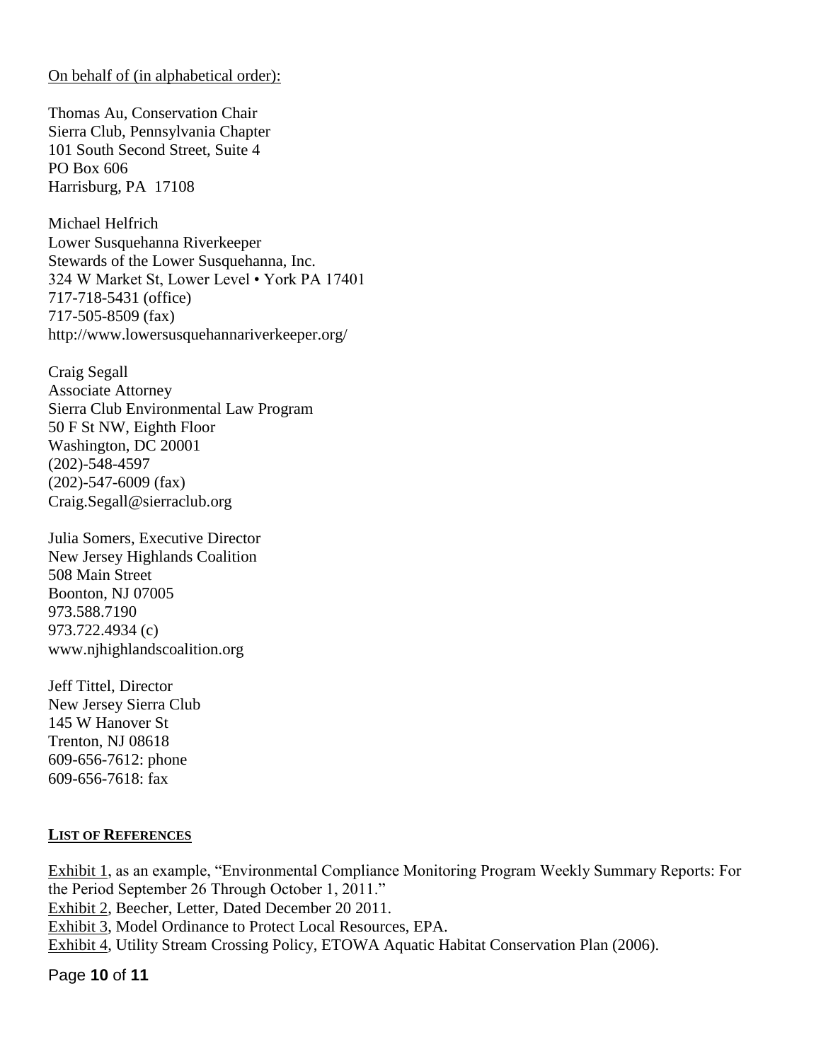On behalf of (in alphabetical order):

Thomas Au, Conservation Chair
Sierra Club, Pennsylvania Chapter
101 South Second Street, Suite 4
PO Box 606
Harrisburg, PA 17108

Michael Helfrich
Lower Susquehanna Riverkeeper
Stewards of the Lower Susquehanna, Inc.
324 W Market St, Lower Level • York PA 17401
717-718-5431 (office)
717-505-8509 (fax)
http://www.lowersusquehannariverkeeper.org/

Craig Segall
Associate Attorney
Sierra Club Environmental Law Program
50 F St NW, Eighth Floor
Washington, DC 20001
(202)-548-4597
(202)-547-6009 (fax)
Craig.Segall@sierraclub.org

Julia Somers, Executive Director
New Jersey Highlands Coalition
508 Main Street
Boonton, NJ 07005
973.588.7190
973.722.4934 (c)
www.njhighlandscoalition.org

Jeff Tittel, Director
New Jersey Sierra Club
145 W Hanover St
Trenton, NJ 08618
609-656-7612: phone
609-656-7618: fax

## LIST OF REFERENCES

Exhibit 1, as an example, "Environmental Compliance Monitoring Program Weekly Summary Reports: For the Period September 26 Through October 1, 2011."
Exhibit 2, Beecher, Letter, Dated December 20 2011.
Exhibit 3, Model Ordinance to Protect Local Resources, EPA.
Exhibit 4, Utility Stream Crossing Policy, ETOWA Aquatic Habitat Conservation Plan (2006).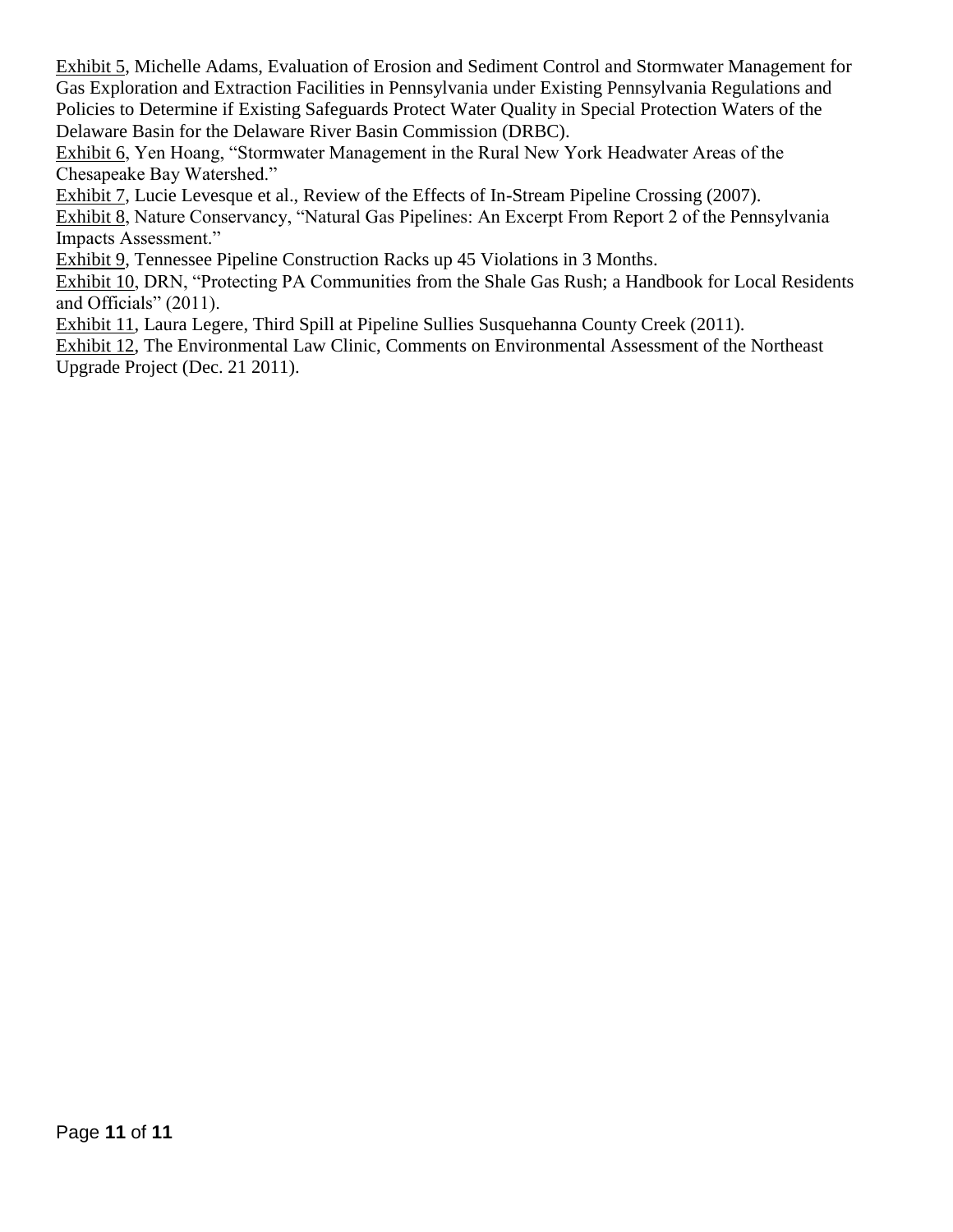Exhibit 5, Michelle Adams, Evaluation of Erosion and Sediment Control and Stormwater Management for Gas Exploration and Extraction Facilities in Pennsylvania under Existing Pennsylvania Regulations and Policies to Determine if Existing Safeguards Protect Water Quality in Special Protection Waters of the Delaware Basin for the Delaware River Basin Commission (DRBC).

Exhibit 6, Yen Hoang, "Stormwater Management in the Rural New York Headwater Areas of the Chesapeake Bay Watershed."

Exhibit 7, Lucie Levesque et al., Review of the Effects of In-Stream Pipeline Crossing (2007).

Exhibit 8, Nature Conservancy, "Natural Gas Pipelines: An Excerpt From Report 2 of the Pennsylvania Impacts Assessment."

Exhibit 9, Tennessee Pipeline Construction Racks up 45 Violations in 3 Months.

Exhibit 10, DRN, "Protecting PA Communities from the Shale Gas Rush; a Handbook for Local Residents and Officials" (2011).

Exhibit 11, Laura Legere, Third Spill at Pipeline Sullies Susquehanna County Creek (2011).

Exhibit 12, The Environmental Law Clinic, Comments on Environmental Assessment of the Northeast Upgrade Project (Dec. 21 2011).